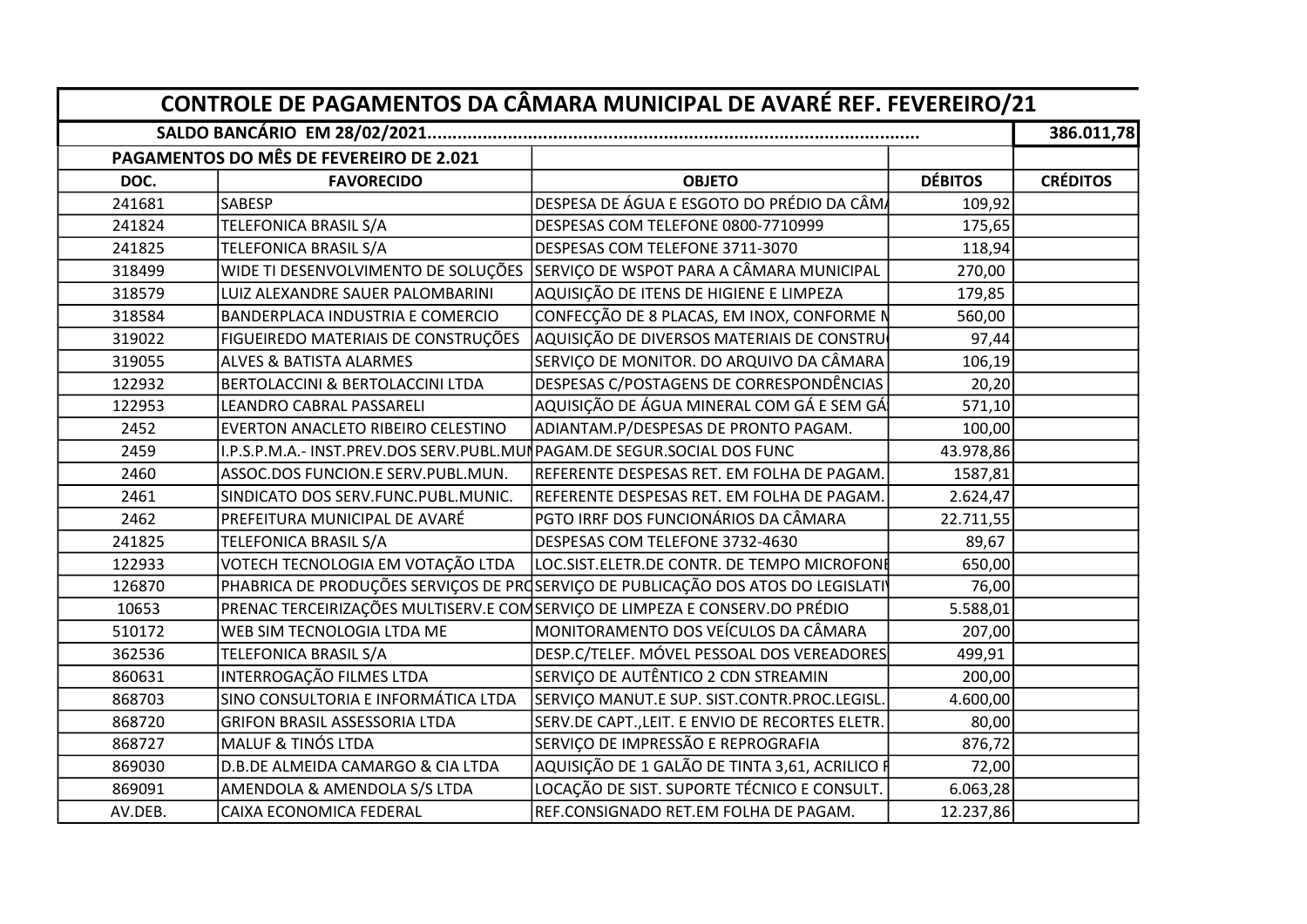| CONTROLE DE PAGAMENTOS DA CÂMARA MUNICIPAL DE AVARÉ REF. FEVEREIRO/21 | | | | |
|---|---|---|---|---|
| SALDO BANCÁRIO EM 28/02/2021.................................................................................................. | | | | 386.011,78 |
| PAGAMENTOS DO MÊS DE FEVEREIRO DE 2.021 | | | | |
| DOC. | FAVORECIDO | OBJETO | DÉBITOS | CRÉDITOS |
| 241681 | SABESP | DESPESA DE ÁGUA E ESGOTO DO PRÉDIO DA CÂM/ | 109,92 | |
| 241824 | TELEFONICA BRASIL S/A | DESPESAS COM TELEFONE 0800-7710999 | 175,65 | |
| 241825 | TELEFONICA BRASIL S/A | DESPESAS COM TELEFONE 3711-3070 | 118,94 | |
| 318499 | WIDE TI DESENVOLVIMENTO DE SOLUÇÕES | SERVIÇO DE WSPOT PARA A CÂMARA MUNICIPAL | 270,00 | |
| 318579 | LUIZ ALEXANDRE SAUER PALOMBARINI | AQUISIÇÃO DE ITENS DE HIGIENE E LIMPEZA | 179,85 | |
| 318584 | BANDERPLACA INDUSTRIA E COMERCIO | CONFECÇÃO DE 8 PLACAS, EM INOX, CONFORME M | 560,00 | |
| 319022 | FIGUEIREDO MATERIAIS DE CONSTRUÇÕES | AQUISIÇÃO DE DIVERSOS MATERIAIS DE CONSTRU( | 97,44 | |
| 319055 | ALVES & BATISTA ALARMES | SERVIÇO DE MONITOR. DO ARQUIVO DA CÂMARA | 106,19 | |
| 122932 | BERTOLACCINI & BERTOLACCINI LTDA | DESPESAS C/POSTAGENS DE CORRESPONDÊNCIAS | 20,20 | |
| 122953 | LEANDRO CABRAL PASSARELI | AQUISIÇÃO DE ÁGUA MINERAL COM GÁ E SEM GÁ | 571,10 | |
| 2452 | EVERTON ANACLETO RIBEIRO CELESTINO | ADIANTAM.P/DESPESAS DE PRONTO PAGAM. | 100,00 | |
| 2459 | I.P.S.P.M.A.- INST.PREV.DOS SERV.PUBL.MUN | PAGAM.DE SEGUR.SOCIAL DOS FUNC | 43.978,86 | |
| 2460 | ASSOC.DOS FUNCION.E SERV.PUBL.MUN. | REFERENTE DESPESAS RET. EM FOLHA DE PAGAM. | 1587,81 | |
| 2461 | SINDICATO DOS SERV.FUNC.PUBL.MUNIC. | REFERENTE DESPESAS RET. EM FOLHA DE PAGAM. | 2.624,47 | |
| 2462 | PREFEITURA MUNICIPAL DE AVARÉ | PGTO IRRF DOS FUNCIONÁRIOS DA CÂMARA | 22.711,55 | |
| 241825 | TELEFONICA BRASIL S/A | DESPESAS COM TELEFONE 3732-4630 | 89,67 | |
| 122933 | VOTECH TECNOLOGIA EM VOTAÇÃO LTDA | LOC.SIST.ELETR.DE CONTR. DE TEMPO MICROFONE | 650,00 | |
| 126870 | PHABRICA DE PRODUÇÕES SERVIÇOS DE PRO | SERVIÇO DE PUBLICAÇÃO DOS ATOS DO LEGISLATIV | 76,00 | |
| 10653 | PRENAC TERCEIRIZAÇÕES MULTISERV.E COM | SERVIÇO DE LIMPEZA E CONSERV.DO PRÉDIO | 5.588,01 | |
| 510172 | WEB SIM TECNOLOGIA LTDA ME | MONITORAMENTO DOS VEÍCULOS DA CÂMARA | 207,00 | |
| 362536 | TELEFONICA BRASIL S/A | DESP.C/TELEF. MÓVEL PESSOAL DOS VEREADORES | 499,91 | |
| 860631 | INTERROGAÇÃO FILMES LTDA | SERVIÇO DE AUTÊNTICO 2 CDN STREAMIN | 200,00 | |
| 868703 | SINO CONSULTORIA E INFORMÁTICA LTDA | SERVIÇO MANUT.E SUP. SIST.CONTR.PROC.LEGISL. | 4.600,00 | |
| 868720 | GRIFON BRASIL ASSESSORIA LTDA | SERV.DE CAPT.,LEIT. E ENVIO DE RECORTES ELETR. | 80,00 | |
| 868727 | MALUF & TINÓS LTDA | SERVIÇO DE IMPRESSÃO E REPROGRAFIA | 876,72 | |
| 869030 | D.B.DE ALMEIDA CAMARGO & CIA LTDA | AQUISIÇÃO DE 1 GALÃO DE TINTA 3,61, ACRILICO F | 72,00 | |
| 869091 | AMENDOLA & AMENDOLA S/S LTDA | LOCAÇÃO DE SIST. SUPORTE TÉCNICO E CONSULT. | 6.063,28 | |
| AV.DEB. | CAIXA ECONOMICA FEDERAL | REF.CONSIGNADO RET.EM FOLHA DE PAGAM. | 12.237,86 | |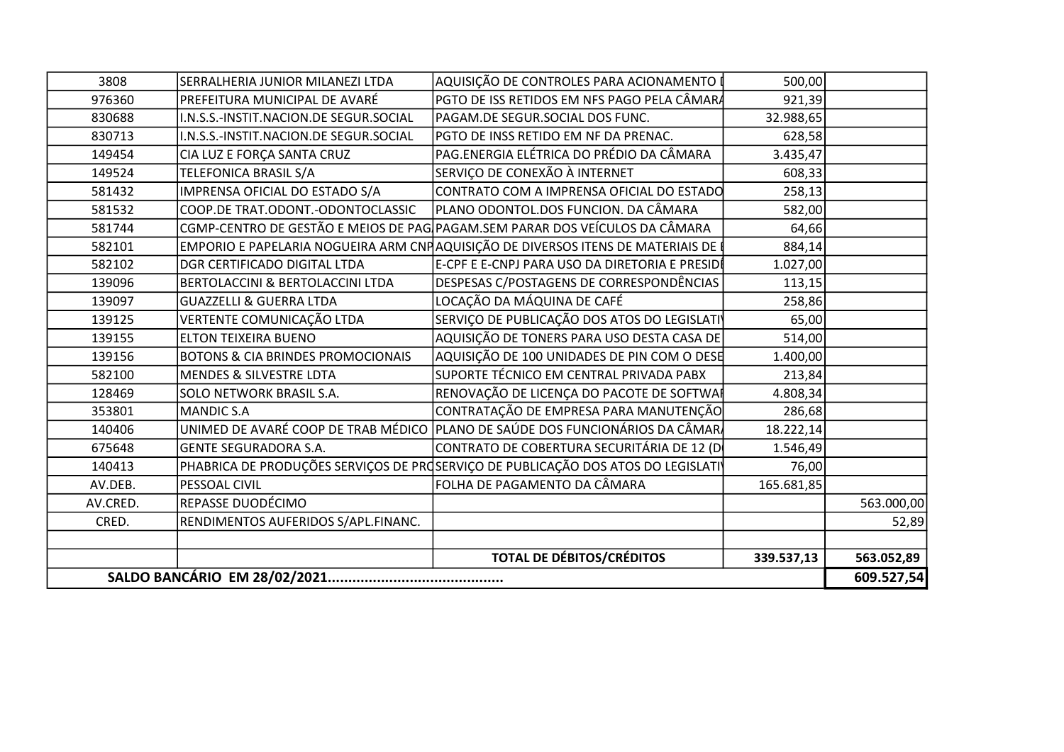| | | | | |
|---|---|---|---|---|
| 3808 | SERRALHERIA JUNIOR MILANEZI LTDA | AQUISIÇÃO DE CONTROLES PARA ACIONAMENTO D | 500,00 | |
| 976360 | PREFEITURA MUNICIPAL DE AVARÉ | PGTO DE ISS RETIDOS EM NFS PAGO PELA CÂMARA | 921,39 | |
| 830688 | I.N.S.S.-INSTIT.NACION.DE SEGUR.SOCIAL | PAGAM.DE SEGUR.SOCIAL DOS FUNC. | 32.988,65 | |
| 830713 | I.N.S.S.-INSTIT.NACION.DE SEGUR.SOCIAL | PGTO DE INSS RETIDO EM NF DA PRENAC. | 628,58 | |
| 149454 | CIA LUZ E FORÇA SANTA CRUZ | PAG.ENERGIA ELÉTRICA DO PRÉDIO DA CÂMARA | 3.435,47 | |
| 149524 | TELEFONICA BRASIL S/A | SERVIÇO DE CONEXÃO À INTERNET | 608,33 | |
| 581432 | IMPRENSA OFICIAL DO ESTADO S/A | CONTRATO COM A IMPRENSA OFICIAL DO ESTADO | 258,13 | |
| 581532 | COOP.DE TRAT.ODONT.-ODONTOCLASSIC | PLANO ODONTOL.DOS FUNCION. DA CÂMARA | 582,00 | |
| 581744 | CGMP-CENTRO DE GESTÃO E MEIOS DE PAG | PAGAM.SEM PARAR DOS VEÍCULOS DA CÂMARA | 64,66 | |
| 582101 | EMPORIO E PAPELARIA NOGUEIRA ARM CNP | AQUISIÇÃO DE DIVERSOS ITENS DE MATERIAIS DE E | 884,14 | |
| 582102 | DGR CERTIFICADO DIGITAL LTDA | E-CPF E E-CNPJ PARA USO DA DIRETORIA E PRESIDE | 1.027,00 | |
| 139096 | BERTOLACCINI & BERTOLACCINI LTDA | DESPESAS C/POSTAGENS DE CORRESPONDÊNCIAS | 113,15 | |
| 139097 | GUAZZELLI & GUERRA LTDA | LOCAÇÃO DA MÁQUINA DE CAFÉ | 258,86 | |
| 139125 | VERTENTE COMUNICAÇÃO LTDA | SERVIÇO DE PUBLICAÇÃO DOS ATOS DO LEGISLATIV | 65,00 | |
| 139155 | ELTON TEIXEIRA BUENO | AQUISIÇÃO DE TONERS PARA USO DESTA CASA DE | 514,00 | |
| 139156 | BOTONS & CIA BRINDES PROMOCIONAIS | AQUISIÇÃO DE 100 UNIDADES DE PIN COM O DESE | 1.400,00 | |
| 582100 | MENDES & SILVESTRE LDTA | SUPORTE TÉCNICO EM CENTRAL PRIVADA PABX | 213,84 | |
| 128469 | SOLO NETWORK BRASIL S.A. | RENOVAÇÃO DE LICENÇA DO PACOTE DE SOFTWAR | 4.808,34 | |
| 353801 | MANDIC S.A | CONTRATAÇÃO DE EMPRESA PARA MANUTENÇÃO | 286,68 | |
| 140406 | UNIMED DE AVARÉ COOP DE TRAB MÉDICO | PLANO DE SAÚDE DOS FUNCIONÁRIOS DA CÂMARA | 18.222,14 | |
| 675648 | GENTE SEGURADORA S.A. | CONTRATO DE COBERTURA SECURITÁRIA DE 12 (D | 1.546,49 | |
| 140413 | PHABRICA DE PRODUÇÕES SERVIÇOS DE PRO | SERVIÇO DE PUBLICAÇÃO DOS ATOS DO LEGISLATIV | 76,00 | |
| AV.DEB. | PESSOAL CIVIL | FOLHA DE PAGAMENTO DA CÂMARA | 165.681,85 | |
| AV.CRED. | REPASSE DUODÉCIMO | | | 563.000,00 |
| CRED. | RENDIMENTOS AUFERIDOS S/APL.FINANC. | | | 52,89 |
| | | | | |
| | | **TOTAL DE DÉBITOS/CRÉDITOS** | **339.537,13** | **563.052,89** |
| **SALDO BANCÁRIO EM 28/02/2021..........................................** | | | | **609.527,54** |